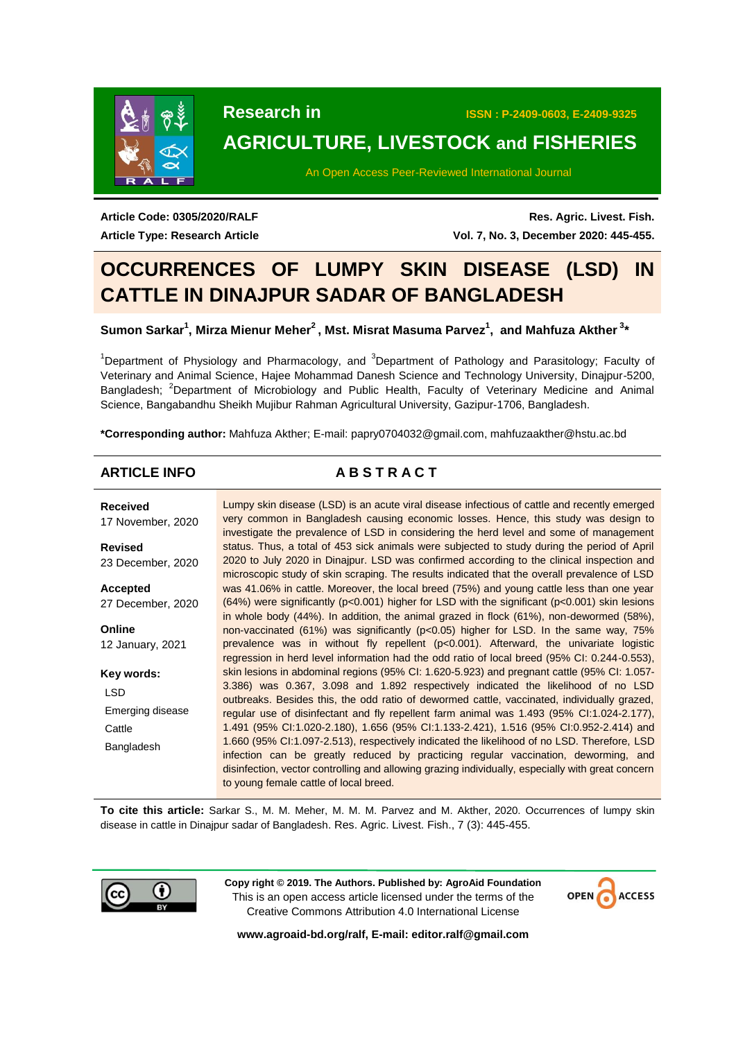Research in

ISSN : P-2409-0603, E-2409-9325

**AGRICULTURE, LIVESTOCK and FISHERIES**

An Open Access Peer-Reviewed International Journal

**Article Code: 0305/2020/RALF**

**Article Type: Research Article**

**Res. Agric. Livest. Fish.**

**Vol. 7, No. 3, December 2020: 445-455.**

# OCCURRENCES OF LUMPY SKIN DISEASE (LSD) IN CATTLE IN DINAJPUR SADAR OF BANGLADESH

**Sumon Sarkar[1], Mirza Mienur Meher[2], Mst. Misrat Masuma Parvez[1], and Mahfuza Akther[3]***

[1]Department of Physiology and Pharmacology, and [3]Department of Pathology and Parasitology; Faculty of Veterinary and Animal Science, Hajee Mohammad Danesh Science and Technology University, Dinajpur-5200, Bangladesh; [2]Department of Microbiology and Public Health, Faculty of Veterinary Medicine and Animal Science, Bangabandhu Sheikh Mujibur Rahman Agricultural University, Gazipur-1706, Bangladesh.

***Corresponding author:** Mahfuza Akther; E-mail: papry0704032@gmail.com, mahfuzaakther@hstu.ac.bd

## ARTICLE INFO

**Received**
17 November, 2020

**Revised**
23 December, 2020

**Accepted**
27 December, 2020

**Online**
12 January, 2021

**Key words:**
LSD
Emerging disease
Cattle
Bangladesh

## ABSTRACT

Lumpy skin disease (LSD) is an acute viral disease infectious of cattle and recently emerged very common in Bangladesh causing economic losses. Hence, this study was design to investigate the prevalence of LSD in considering the herd level and some of management status. Thus, a total of 453 sick animals were subjected to study during the period of April 2020 to July 2020 in Dinajpur. LSD was confirmed according to the clinical inspection and microscopic study of skin scraping. The results indicated that the overall prevalence of LSD was 41.06% in cattle. Moreover, the local breed (75%) and young cattle less than one year (64%) were significantly ($p<0.001$) higher for LSD with the significant ($p<0.001$) skin lesions in whole body (44%). In addition, the animal grazed in flock (61%), non-dewormed (58%), non-vaccinated (61%) was significantly ($p<0.05$) higher for LSD. In the same way, 75% prevalence was in without fly repellent ($p<0.001$). Afterward, the univariate logistic regression in herd level information had the odd ratio of local breed (95% CI: 0.244-0.553), skin lesions in abdominal regions (95% CI: 1.620-5.923) and pregnant cattle (95% CI: 1.057-3.386) was 0.367, 3.098 and 1.892 respectively indicated the likelihood of no LSD outbreaks. Besides this, the odd ratio of dewormed cattle, vaccinated, individually grazed, regular use of disinfectant and fly repellent farm animal was 1.493 (95% CI:1.024-2.177), 1.491 (95% CI:1.020-2.180), 1.656 (95% CI:1.133-2.421), 1.516 (95% CI:0.952-2.414) and 1.660 (95% CI:1.097-2.513), respectively indicated the likelihood of no LSD. Therefore, LSD infection can be greatly reduced by practicing regular vaccination, deworming, and disinfection, vector controlling and allowing grazing individually, especially with great concern to young female cattle of local breed.

**To cite this article:** Sarkar S., M. M. Meher, M. M. M. Parvez and M. Akther, 2020. Occurrences of lumpy skin disease in cattle in Dinajpur sadar of Bangladesh. Res. Agric. Livest. Fish., 7 (3): 445-455.

**Copy right © 2019. The Authors. Published by: AgroAid Foundation**
This is an open access article licensed under the terms of the Creative Commons Attribution 4.0 International License

**www.agroaid-bd.org/ralf, E-mail: editor.ralf@gmail.com**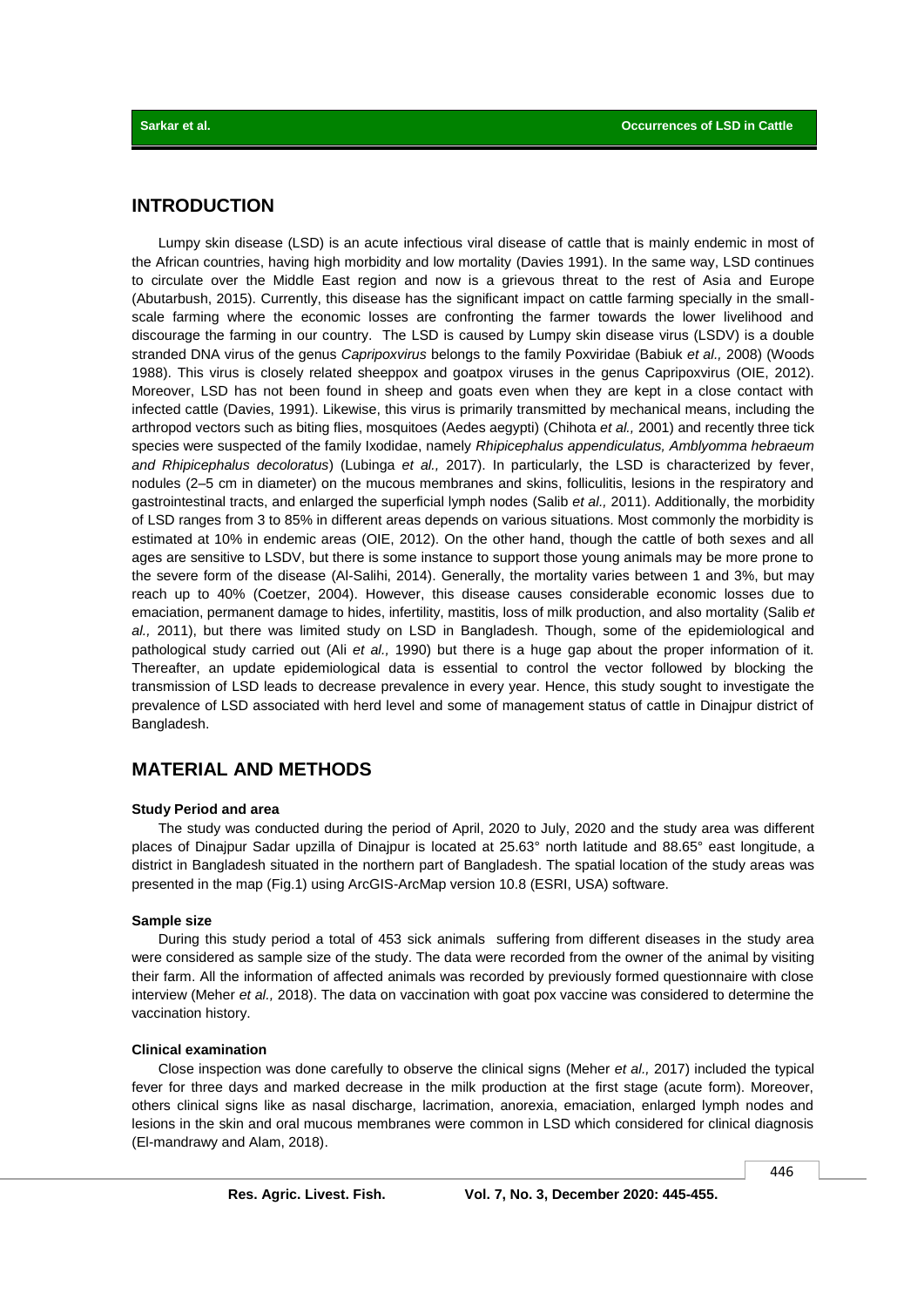## INTRODUCTION

Lumpy skin disease (LSD) is an acute infectious viral disease of cattle that is mainly endemic in most of the African countries, having high morbidity and low mortality (Davies 1991). In the same way, LSD continues to circulate over the Middle East region and now is a grievous threat to the rest of Asia and Europe (Abutarbush, 2015). Currently, this disease has the significant impact on cattle farming specially in the small-scale farming where the economic losses are confronting the farmer towards the lower livelihood and discourage the farming in our country. The LSD is caused by Lumpy skin disease virus (LSDV) is a double stranded DNA virus of the genus *Capripoxvirus* belongs to the family Poxviridae (Babiuk *et al.,* 2008) (Woods 1988). This virus is closely related sheeppox and goatpox viruses in the genus Capripoxvirus (OIE, 2012). Moreover, LSD has not been found in sheep and goats even when they are kept in a close contact with infected cattle (Davies, 1991). Likewise, this virus is primarily transmitted by mechanical means, including the arthropod vectors such as biting flies, mosquitoes (Aedes aegypti) (Chihota *et al.,* 2001) and recently three tick species were suspected of the family Ixodidae, namely *Rhipicephalus appendiculatus, Amblyomma hebraeum and Rhipicephalus decoloratus*) (Lubinga *et al.,* 2017). In particularly, the LSD is characterized by fever, nodules (2–5 cm in diameter) on the mucous membranes and skins, folliculitis, lesions in the respiratory and gastrointestinal tracts, and enlarged the superficial lymph nodes (Salib *et al.,* 2011). Additionally, the morbidity of LSD ranges from 3 to 85% in different areas depends on various situations. Most commonly the morbidity is estimated at 10% in endemic areas (OIE, 2012). On the other hand, though the cattle of both sexes and all ages are sensitive to LSDV, but there is some instance to support those young animals may be more prone to the severe form of the disease (Al-Salihi, 2014). Generally, the mortality varies between 1 and 3%, but may reach up to 40% (Coetzer, 2004). However, this disease causes considerable economic losses due to emaciation, permanent damage to hides, infertility, mastitis, loss of milk production, and also mortality (Salib *et al.,* 2011), but there was limited study on LSD in Bangladesh. Though, some of the epidemiological and pathological study carried out (Ali *et al.,* 1990) but there is a huge gap about the proper information of it. Thereafter, an update epidemiological data is essential to control the vector followed by blocking the transmission of LSD leads to decrease prevalence in every year. Hence, this study sought to investigate the prevalence of LSD associated with herd level and some of management status of cattle in Dinajpur district of Bangladesh.

## MATERIAL AND METHODS

### Study Period and area

The study was conducted during the period of April, 2020 to July, 2020 and the study area was different places of Dinajpur Sadar upzilla of Dinajpur is located at 25.63° north latitude and 88.65° east longitude, a district in Bangladesh situated in the northern part of Bangladesh. The spatial location of the study areas was presented in the map (Fig.1) using ArcGIS-ArcMap version 10.8 (ESRI, USA) software.

### Sample size

During this study period a total of 453 sick animals suffering from different diseases in the study area were considered as sample size of the study. The data were recorded from the owner of the animal by visiting their farm. All the information of affected animals was recorded by previously formed questionnaire with close interview (Meher *et al.,* 2018). The data on vaccination with goat pox vaccine was considered to determine the vaccination history.

### Clinical examination

Close inspection was done carefully to observe the clinical signs (Meher *et al.,* 2017) included the typical fever for three days and marked decrease in the milk production at the first stage (acute form). Moreover, others clinical signs like as nasal discharge, lacrimation, anorexia, emaciation, enlarged lymph nodes and lesions in the skin and oral mucous membranes were common in LSD which considered for clinical diagnosis (El-mandrawy and Alam, 2018).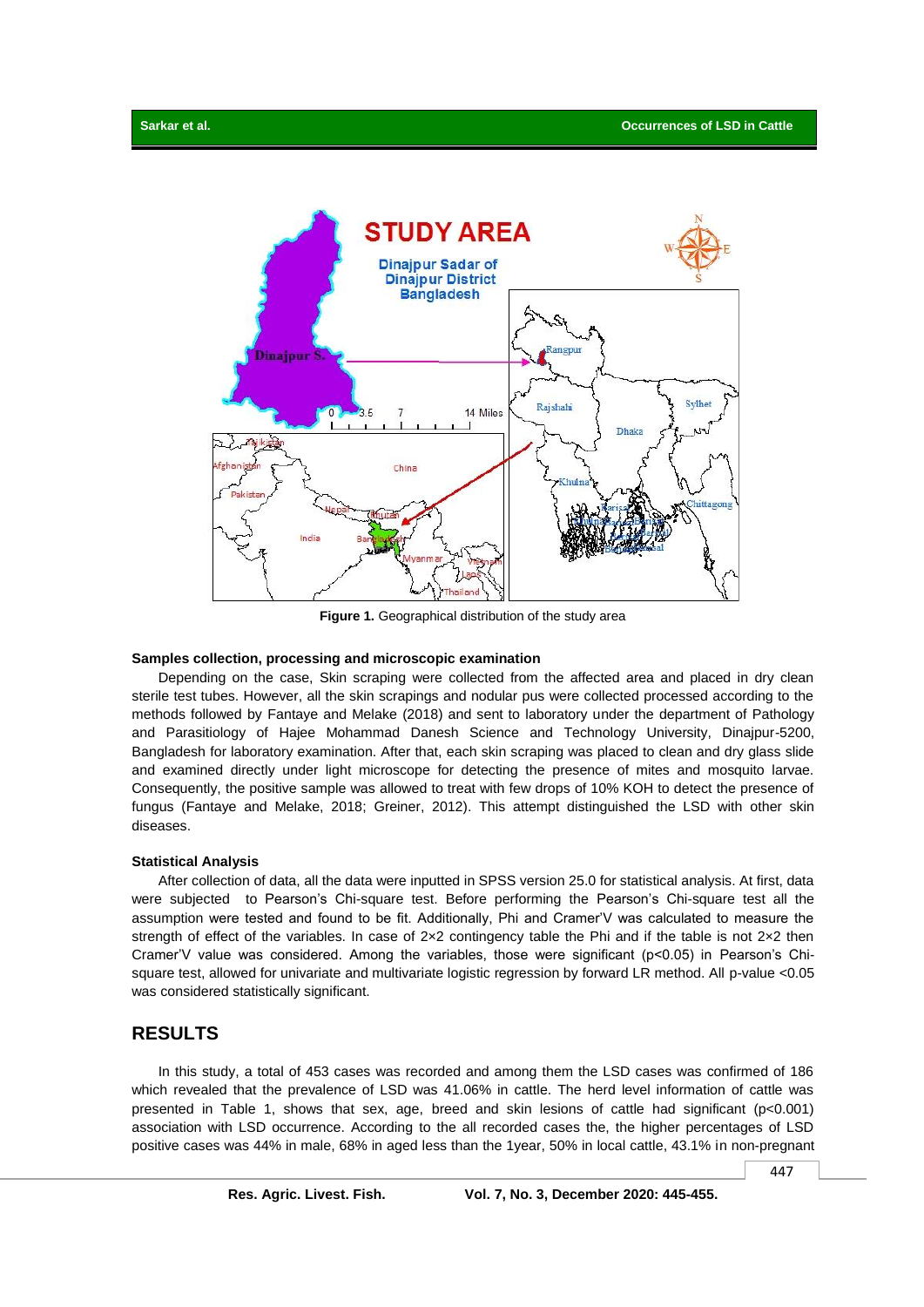Figure 1. Geographical distribution of the study area

### Samples collection, processing and microscopic examination

Depending on the case, Skin scraping were collected from the affected area and placed in dry clean sterile test tubes. However, all the skin scrapings and nodular pus were collected processed according to the methods followed by Fantaye and Melake (2018) and sent to laboratory under the department of Pathology and Parasitiology of Hajee Mohammad Danesh Science and Technology University, Dinajpur-5200, Bangladesh for laboratory examination. After that, each skin scraping was placed to clean and dry glass slide and examined directly under light microscope for detecting the presence of mites and mosquito larvae. Consequently, the positive sample was allowed to treat with few drops of 10% KOH to detect the presence of fungus (Fantaye and Melake, 2018; Greiner, 2012). This attempt distinguished the LSD with other skin diseases.

### Statistical Analysis

After collection of data, all the data were inputted in SPSS version 25.0 for statistical analysis. At first, data were subjected to Pearson's Chi-square test. Before performing the Pearson's Chi-square test all the assumption were tested and found to be fit. Additionally, Phi and Cramer'V was calculated to measure the strength of effect of the variables. In case of 2×2 contingency table the Phi and if the table is not 2×2 then Cramer'V value was considered. Among the variables, those were significant ($p<0.05$) in Pearson's Chi-square test, allowed for univariate and multivariate logistic regression by forward LR method. All p-value <0.05 was considered statistically significant.

## RESULTS

In this study, a total of 453 cases was recorded and among them the LSD cases was confirmed of 186 which revealed that the prevalence of LSD was 41.06% in cattle. The herd level information of cattle was presented in Table 1, shows that sex, age, breed and skin lesions of cattle had significant ($p<0.001$) association with LSD occurrence. According to the all recorded cases the, the higher percentages of LSD positive cases was 44% in male, 68% in aged less than the 1year, 50% in local cattle, 43.1% in non-pregnant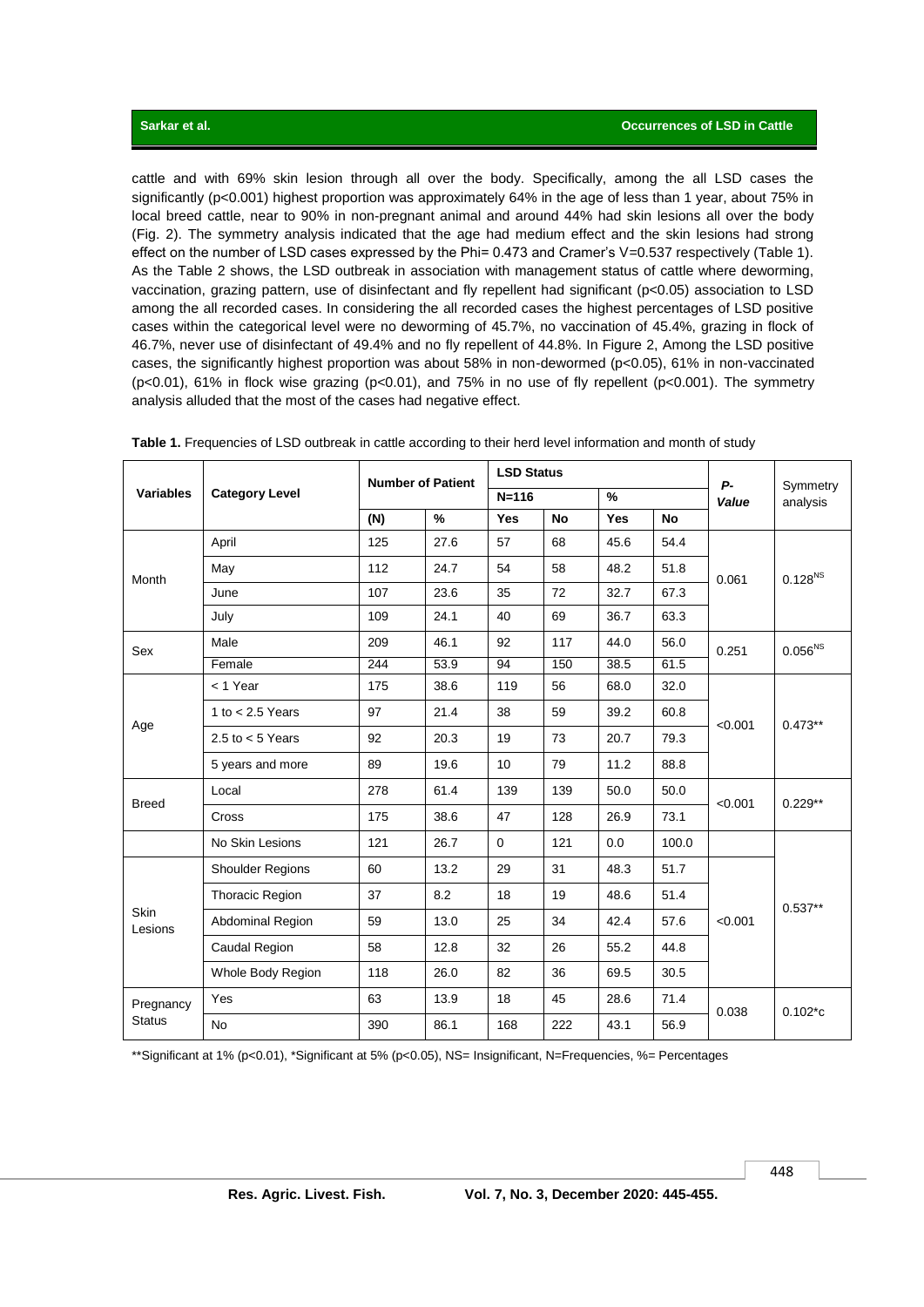cattle and with 69% skin lesion through all over the body. Specifically, among the all LSD cases the significantly ($p<0.001$) highest proportion was approximately 64% in the age of less than 1 year, about 75% in local breed cattle, near to 90% in non-pregnant animal and around 44% had skin lesions all over the body (Fig. 2). The symmetry analysis indicated that the age had medium effect and the skin lesions had strong effect on the number of LSD cases expressed by the Phi= 0.473 and Cramer's V=0.537 respectively (Table 1). As the Table 2 shows, the LSD outbreak in association with management status of cattle where deworming, vaccination, grazing pattern, use of disinfectant and fly repellent had significant ($p<0.05$) association to LSD among the all recorded cases. In considering the all recorded cases the highest percentages of LSD positive cases within the categorical level were no deworming of 45.7%, no vaccination of 45.4%, grazing in flock of 46.7%, never use of disinfectant of 49.4% and no fly repellent of 44.8%. In Figure 2, Among the LSD positive cases, the significantly highest proportion was about 58% in non-dewormed ($p<0.05$), 61% in non-vaccinated ($p<0.01$), 61% in flock wise grazing ($p<0.01$), and 75% in no use of fly repellent ($p<0.001$). The symmetry analysis alluded that the most of the cases had negative effect.

**Table 1.** Frequencies of LSD outbreak in cattle according to their herd level information and month of study

| Variables | Category Level | Number of Patient | | LSD Status | | | | *P-Value* | Symmetry analysis |
|---|---|---|---|---|---|---|---|---|---|
| | | | | N=116 | | % | | | |
| | | (N) | % | Yes | No | Yes | No | | |
| Month | April | 125 | 27.6 | 57 | 68 | 45.6 | 54.4 | 0.061 | $0.128^{NS}$ |
| | May | 112 | 24.7 | 54 | 58 | 48.2 | 51.8 | | |
| | June | 107 | 23.6 | 35 | 72 | 32.7 | 67.3 | | |
| | July | 109 | 24.1 | 40 | 69 | 36.7 | 63.3 | | |
| Sex | Male | 209 | 46.1 | 92 | 117 | 44.0 | 56.0 | 0.251 | $0.056^{NS}$ |
| | Female | 244 | 53.9 | 94 | 150 | 38.5 | 61.5 | | |
| Age | < 1 Year | 175 | 38.6 | 119 | 56 | 68.0 | 32.0 | <0.001 | 0.473** |
| | 1 to < 2.5 Years | 97 | 21.4 | 38 | 59 | 39.2 | 60.8 | | |
| | 2.5 to < 5 Years | 92 | 20.3 | 19 | 73 | 20.7 | 79.3 | | |
| | 5 years and more | 89 | 19.6 | 10 | 79 | 11.2 | 88.8 | | |
| Breed | Local | 278 | 61.4 | 139 | 139 | 50.0 | 50.0 | <0.001 | 0.229** |
| | Cross | 175 | 38.6 | 47 | 128 | 26.9 | 73.1 | | |
| Skin Lesions | No Skin Lesions | 121 | 26.7 | 0 | 121 | 0.0 | 100.0 | <0.001 | 0.537** |
| | Shoulder Regions | 60 | 13.2 | 29 | 31 | 48.3 | 51.7 | | |
| | Thoracic Region | 37 | 8.2 | 18 | 19 | 48.6 | 51.4 | | |
| | Abdominal Region | 59 | 13.0 | 25 | 34 | 42.4 | 57.6 | | |
| | Caudal Region | 58 | 12.8 | 32 | 26 | 55.2 | 44.8 | | |
| | Whole Body Region | 118 | 26.0 | 82 | 36 | 69.5 | 30.5 | | |
| Pregnancy Status | Yes | 63 | 13.9 | 18 | 45 | 28.6 | 71.4 | 0.038 | 0.102*c |
| | No | 390 | 86.1 | 168 | 222 | 43.1 | 56.9 | | |

**Significant at 1% ($p<0.01$), *Significant at 5% ($p<0.05$), NS= Insignificant, N=Frequencies, %= Percentages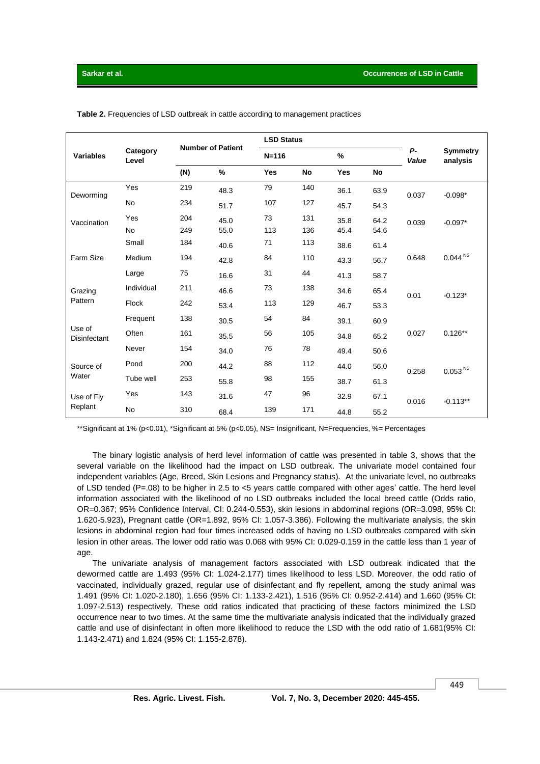**Table 2.** Frequencies of LSD outbreak in cattle according to management practices

| Variables | Category Level | Number of Patient | | LSD Status | | | | P-Value | Symmetry analysis |
|---|---|---|---|---|---|---|---|---|---|
| | | | | N=116 | | % | | | |
| | | (N) | % | Yes | No | Yes | No | | |
| Deworming | Yes | 219 | 48.3 | 79 | 140 | 36.1 | 63.9 | 0.037 | -0.098* |
| | No | 234 | 51.7 | 107 | 127 | 45.7 | 54.3 | | |
| Vaccination | Yes | 204 | 45.0 | 73 | 131 | 35.8 | 64.2 | 0.039 | -0.097* |
| | No | 249 | 55.0 | 113 | 136 | 45.4 | 54.6 | | |
| Farm Size | Small | 184 | 40.6 | 71 | 113 | 38.6 | 61.4 | 0.648 | 0.044 NS |
| | Medium | 194 | 42.8 | 84 | 110 | 43.3 | 56.7 | | |
| | Large | 75 | 16.6 | 31 | 44 | 41.3 | 58.7 | | |
| Grazing Pattern | Individual | 211 | 46.6 | 73 | 138 | 34.6 | 65.4 | 0.01 | -0.123* |
| | Flock | 242 | 53.4 | 113 | 129 | 46.7 | 53.3 | | |
| Use of Disinfectant | Frequent | 138 | 30.5 | 54 | 84 | 39.1 | 60.9 | 0.027 | 0.126** |
| | Often | 161 | 35.5 | 56 | 105 | 34.8 | 65.2 | | |
| | Never | 154 | 34.0 | 76 | 78 | 49.4 | 50.6 | | |
| Source of Water | Pond | 200 | 44.2 | 88 | 112 | 44.0 | 56.0 | 0.258 | 0.053 NS |
| | Tube well | 253 | 55.8 | 98 | 155 | 38.7 | 61.3 | | |
| Use of Fly Replant | Yes | 143 | 31.6 | 47 | 96 | 32.9 | 67.1 | 0.016 | -0.113** |
| | No | 310 | 68.4 | 139 | 171 | 44.8 | 55.2 | | |

**Significant at 1% (p<0.01), *Significant at 5% (p<0.05), NS= Insignificant, N=Frequencies, %= Percentages

The binary logistic analysis of herd level information of cattle was presented in table 3, shows that the several variable on the likelihood had the impact on LSD outbreak. The univariate model contained four independent variables (Age, Breed, Skin Lesions and Pregnancy status). At the univariate level, no outbreaks of LSD tended (P=.08) to be higher in 2.5 to <5 years cattle compared with other ages' cattle. The herd level information associated with the likelihood of no LSD outbreaks included the local breed cattle (Odds ratio, OR=0.367; 95% Confidence Interval, CI: 0.244-0.553), skin lesions in abdominal regions (OR=3.098, 95% CI: 1.620-5.923), Pregnant cattle (OR=1.892, 95% CI: 1.057-3.386). Following the multivariate analysis, the skin lesions in abdominal region had four times increased odds of having no LSD outbreaks compared with skin lesion in other areas. The lower odd ratio was 0.068 with 95% CI: 0.029-0.159 in the cattle less than 1 year of age.

The univariate analysis of management factors associated with LSD outbreak indicated that the dewormed cattle are 1.493 (95% CI: 1.024-2.177) times likelihood to less LSD. Moreover, the odd ratio of vaccinated, individually grazed, regular use of disinfectant and fly repellent, among the study animal was 1.491 (95% CI: 1.020-2.180), 1.656 (95% CI: 1.133-2.421), 1.516 (95% CI: 0.952-2.414) and 1.660 (95% CI: 1.097-2.513) respectively. These odd ratios indicated that practicing of these factors minimized the LSD occurrence near to two times. At the same time the multivariate analysis indicated that the individually grazed cattle and use of disinfectant in often more likelihood to reduce the LSD with the odd ratio of 1.681(95% CI: 1.143-2.471) and 1.824 (95% CI: 1.155-2.878).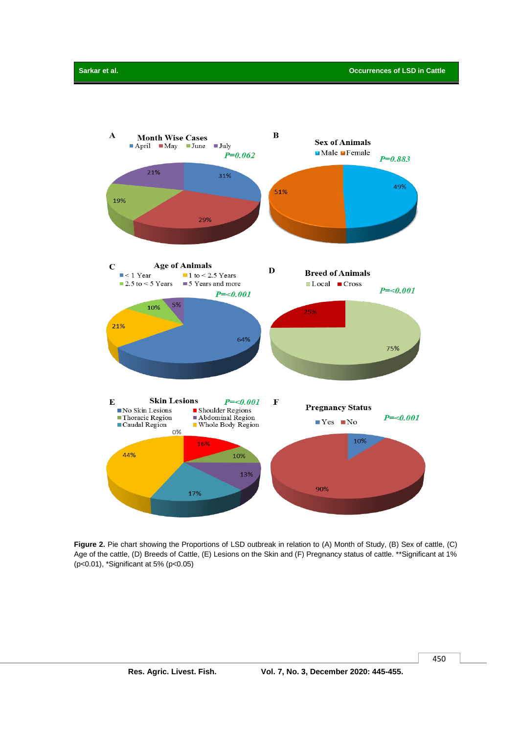**Figure 2.** Pie chart showing the Proportions of LSD outbreak in relation to (A) Month of Study, (B) Sex of cattle, (C) Age of the cattle, (D) Breeds of Cattle, (E) Lesions on the Skin and (F) Pregnancy status of cattle. **Significant at 1% (p<0.01), *Significant at 5% (p<0.05)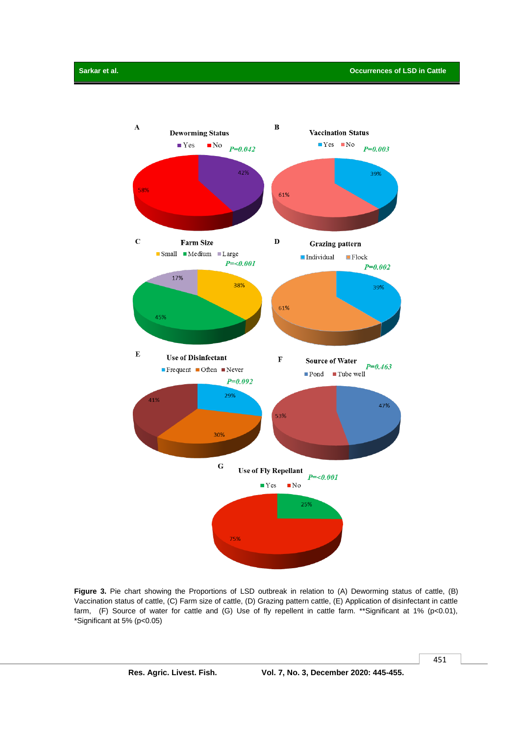Figure 3. Pie chart showing the Proportions of LSD outbreak in relation to (A) Deworming status of cattle, (B) Vaccination status of cattle, (C) Farm size of cattle, (D) Grazing pattern cattle, (E) Application of disinfectant in cattle farm, (F) Source of water for cattle and (G) Use of fly repellent in cattle farm. **Significant at 1% (p<0.01), *Significant at 5% (p<0.05)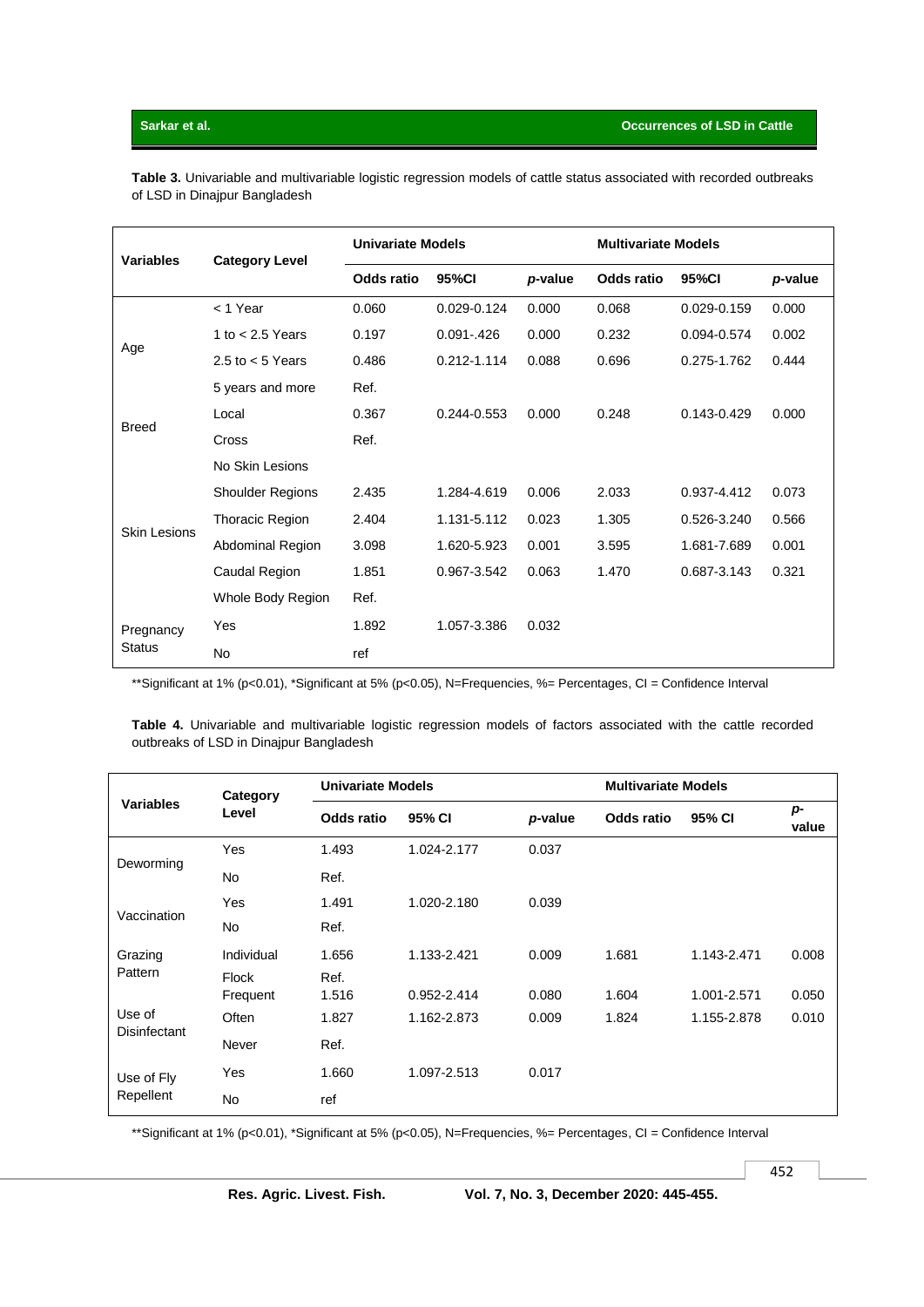**Table 3.** Univariable and multivariable logistic regression models of cattle status associated with recorded outbreaks of LSD in Dinajpur Bangladesh

| Variables | Category Level | Univariate Models | | | Multivariate Models | | |
|---|---|---|---|---|---|---|---|
| | | Odds ratio | 95%CI | *p*-value | Odds ratio | 95%CI | *p*-value |
| Age | < 1 Year | 0.060 | 0.029-0.124 | 0.000 | 0.068 | 0.029-0.159 | 0.000 |
| | 1 to < 2.5 Years | 0.197 | 0.091-.426 | 0.000 | 0.232 | 0.094-0.574 | 0.002 |
| | 2.5 to < 5 Years | 0.486 | 0.212-1.114 | 0.088 | 0.696 | 0.275-1.762 | 0.444 |
| | 5 years and more | Ref. | | | | | |
| Breed | Local | 0.367 | 0.244-0.553 | 0.000 | 0.248 | 0.143-0.429 | 0.000 |
| | Cross | Ref. | | | | | |
| Skin Lesions | No Skin Lesions | | | | | | |
| | Shoulder Regions | 2.435 | 1.284-4.619 | 0.006 | 2.033 | 0.937-4.412 | 0.073 |
| | Thoracic Region | 2.404 | 1.131-5.112 | 0.023 | 1.305 | 0.526-3.240 | 0.566 |
| | Abdominal Region | 3.098 | 1.620-5.923 | 0.001 | 3.595 | 1.681-7.689 | 0.001 |
| | Caudal Region | 1.851 | 0.967-3.542 | 0.063 | 1.470 | 0.687-3.143 | 0.321 |
| | Whole Body Region | Ref. | | | | | |
| Pregnancy Status | Yes | 1.892 | 1.057-3.386 | 0.032 | | | |
| | No | ref | | | | | |

**Significant at 1% (p<0.01), *Significant at 5% (p<0.05), N=Frequencies, %= Percentages, CI = Confidence Interval

**Table 4.** Univariable and multivariable logistic regression models of factors associated with the cattle recorded outbreaks of LSD in Dinajpur Bangladesh

| Variables | Category Level | Univariate Models | | | Multivariate Models | | |
|---|---|---|---|---|---|---|---|
| | | Odds ratio | 95% CI | *p*-value | Odds ratio | 95% CI | *p*-value |
| Deworming | Yes | 1.493 | 1.024-2.177 | 0.037 | | | |
| | No | Ref. | | | | | |
| Vaccination | Yes | 1.491 | 1.020-2.180 | 0.039 | | | |
| | No | Ref. | | | | | |
| Grazing Pattern | Individual | 1.656 | 1.133-2.421 | 0.009 | 1.681 | 1.143-2.471 | 0.008 |
| | Flock | Ref. | | | | | |
| Use of Disinfectant | Frequent | 1.516 | 0.952-2.414 | 0.080 | 1.604 | 1.001-2.571 | 0.050 |
| | Often | 1.827 | 1.162-2.873 | 0.009 | 1.824 | 1.155-2.878 | 0.010 |
| | Never | Ref. | | | | | |
| Use of Fly Repellent | Yes | 1.660 | 1.097-2.513 | 0.017 | | | |
| | No | ref | | | | | |

**Significant at 1% (p<0.01), *Significant at 5% (p<0.05), N=Frequencies, %= Percentages, CI = Confidence Interval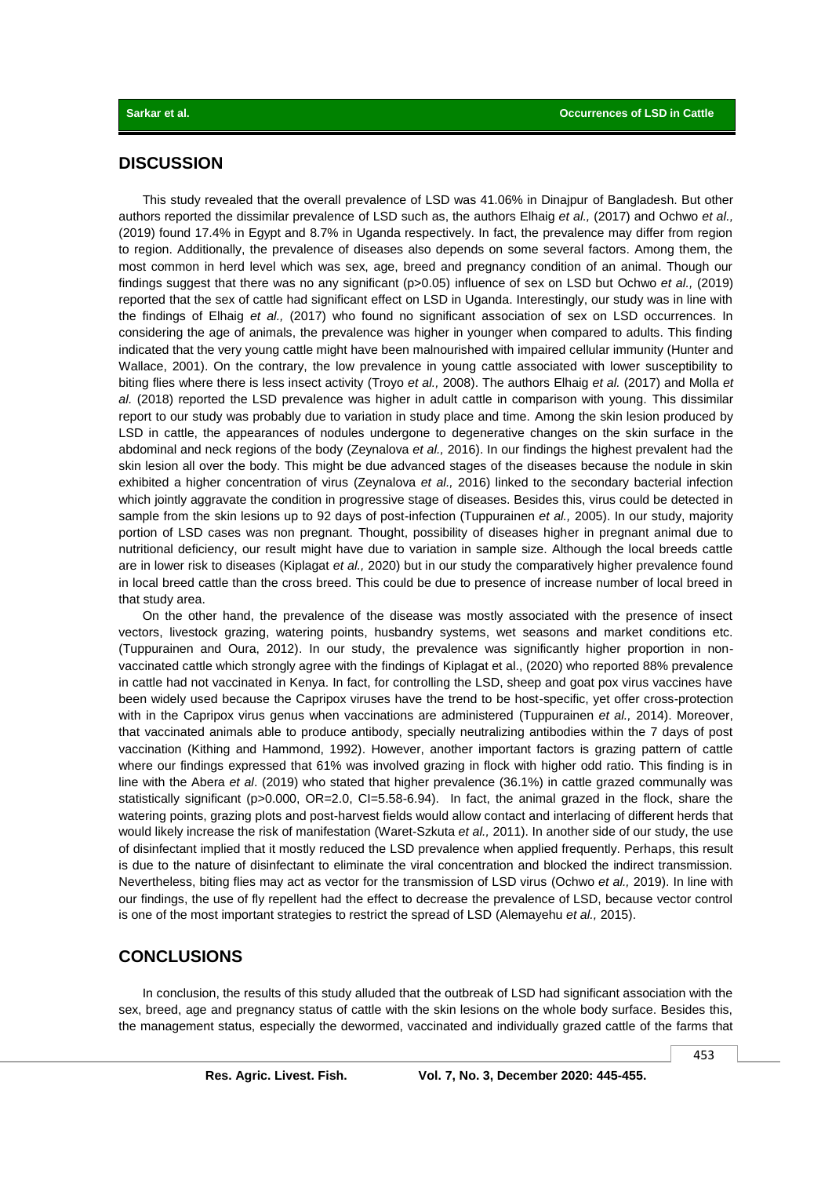## DISCUSSION

This study revealed that the overall prevalence of LSD was 41.06% in Dinajpur of Bangladesh. But other authors reported the dissimilar prevalence of LSD such as, the authors Elhaig *et al.,* (2017) and Ochwo *et al.,* (2019) found 17.4% in Egypt and 8.7% in Uganda respectively. In fact, the prevalence may differ from region to region. Additionally, the prevalence of diseases also depends on some several factors. Among them, the most common in herd level which was sex, age, breed and pregnancy condition of an animal. Though our findings suggest that there was no any significant (p>0.05) influence of sex on LSD but Ochwo *et al.,* (2019) reported that the sex of cattle had significant effect on LSD in Uganda. Interestingly, our study was in line with the findings of Elhaig *et al.,* (2017) who found no significant association of sex on LSD occurrences. In considering the age of animals, the prevalence was higher in younger when compared to adults. This finding indicated that the very young cattle might have been malnourished with impaired cellular immunity (Hunter and Wallace, 2001). On the contrary, the low prevalence in young cattle associated with lower susceptibility to biting flies where there is less insect activity (Troyo *et al.,* 2008). The authors Elhaig *et al.* (2017) and Molla *et al.* (2018) reported the LSD prevalence was higher in adult cattle in comparison with young. This dissimilar report to our study was probably due to variation in study place and time. Among the skin lesion produced by LSD in cattle, the appearances of nodules undergone to degenerative changes on the skin surface in the abdominal and neck regions of the body (Zeynalova *et al.,* 2016). In our findings the highest prevalent had the skin lesion all over the body. This might be due advanced stages of the diseases because the nodule in skin exhibited a higher concentration of virus (Zeynalova *et al.,* 2016) linked to the secondary bacterial infection which jointly aggravate the condition in progressive stage of diseases. Besides this, virus could be detected in sample from the skin lesions up to 92 days of post-infection (Tuppurainen *et al.,* 2005). In our study, majority portion of LSD cases was non pregnant. Thought, possibility of diseases higher in pregnant animal due to nutritional deficiency, our result might have due to variation in sample size. Although the local breeds cattle are in lower risk to diseases (Kiplagat *et al.,* 2020) but in our study the comparatively higher prevalence found in local breed cattle than the cross breed. This could be due to presence of increase number of local breed in that study area.

On the other hand, the prevalence of the disease was mostly associated with the presence of insect vectors, livestock grazing, watering points, husbandry systems, wet seasons and market conditions etc. (Tuppurainen and Oura, 2012). In our study, the prevalence was significantly higher proportion in non-vaccinated cattle which strongly agree with the findings of Kiplagat et al., (2020) who reported 88% prevalence in cattle had not vaccinated in Kenya. In fact, for controlling the LSD, sheep and goat pox virus vaccines have been widely used because the Capripox viruses have the trend to be host-specific, yet offer cross-protection with in the Capripox virus genus when vaccinations are administered (Tuppurainen *et al.,* 2014). Moreover, that vaccinated animals able to produce antibody, specially neutralizing antibodies within the 7 days of post vaccination (Kithing and Hammond, 1992). However, another important factors is grazing pattern of cattle where our findings expressed that 61% was involved grazing in flock with higher odd ratio. This finding is in line with the Abera *et al*. (2019) who stated that higher prevalence (36.1%) in cattle grazed communally was statistically significant (p>0.000, OR=2.0, CI=5.58-6.94). In fact, the animal grazed in the flock, share the watering points, grazing plots and post-harvest fields would allow contact and interlacing of different herds that would likely increase the risk of manifestation (Waret-Szkuta *et al.,* 2011). In another side of our study, the use of disinfectant implied that it mostly reduced the LSD prevalence when applied frequently. Perhaps, this result is due to the nature of disinfectant to eliminate the viral concentration and blocked the indirect transmission. Nevertheless, biting flies may act as vector for the transmission of LSD virus (Ochwo *et al.,* 2019). In line with our findings, the use of fly repellent had the effect to decrease the prevalence of LSD, because vector control is one of the most important strategies to restrict the spread of LSD (Alemayehu *et al.,* 2015).

## CONCLUSIONS

In conclusion, the results of this study alluded that the outbreak of LSD had significant association with the sex, breed, age and pregnancy status of cattle with the skin lesions on the whole body surface. Besides this, the management status, especially the dewormed, vaccinated and individually grazed cattle of the farms that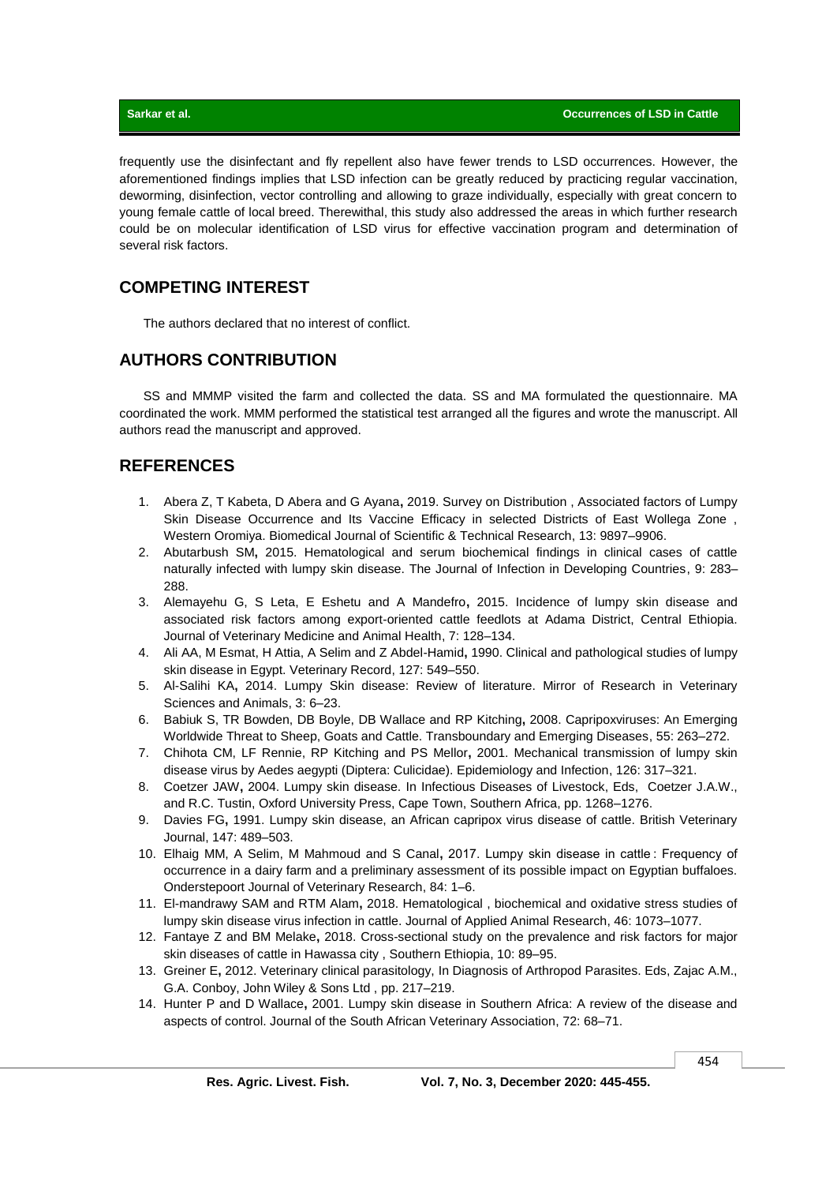frequently use the disinfectant and fly repellent also have fewer trends to LSD occurrences. However, the aforementioned findings implies that LSD infection can be greatly reduced by practicing regular vaccination, deworming, disinfection, vector controlling and allowing to graze individually, especially with great concern to young female cattle of local breed. Therewithal, this study also addressed the areas in which further research could be on molecular identification of LSD virus for effective vaccination program and determination of several risk factors.

## COMPETING INTEREST

The authors declared that no interest of conflict.

## AUTHORS CONTRIBUTION

SS and MMMP visited the farm and collected the data. SS and MA formulated the questionnaire. MA coordinated the work. MMM performed the statistical test arranged all the figures and wrote the manuscript. All authors read the manuscript and approved.

## REFERENCES

1. Abera Z, T Kabeta, D Abera and G Ayana**,** 2019. Survey on Distribution , Associated factors of Lumpy Skin Disease Occurrence and Its Vaccine Efficacy in selected Districts of East Wollega Zone , Western Oromiya. Biomedical Journal of Scientific & Technical Research, 13: 9897–9906.
2. Abutarbush SM**,** 2015. Hematological and serum biochemical findings in clinical cases of cattle naturally infected with lumpy skin disease. The Journal of Infection in Developing Countries, 9: 283–288.
3. Alemayehu G, S Leta, E Eshetu and A Mandefro**,** 2015. Incidence of lumpy skin disease and associated risk factors among export-oriented cattle feedlots at Adama District, Central Ethiopia. Journal of Veterinary Medicine and Animal Health, 7: 128–134.
4. Ali AA, M Esmat, H Attia, A Selim and Z Abdel-Hamid**,** 1990. Clinical and pathological studies of lumpy skin disease in Egypt. Veterinary Record, 127: 549–550.
5. Al-Salihi KA**,** 2014. Lumpy Skin disease: Review of literature. Mirror of Research in Veterinary Sciences and Animals, 3: 6–23.
6. Babiuk S, TR Bowden, DB Boyle, DB Wallace and RP Kitching**,** 2008. Capripoxviruses: An Emerging Worldwide Threat to Sheep, Goats and Cattle. Transboundary and Emerging Diseases, 55: 263–272.
7. Chihota CM, LF Rennie, RP Kitching and PS Mellor**,** 2001. Mechanical transmission of lumpy skin disease virus by Aedes aegypti (Diptera: Culicidae). Epidemiology and Infection, 126: 317–321.
8. Coetzer JAW**,** 2004. Lumpy skin disease. In Infectious Diseases of Livestock, Eds, Coetzer J.A.W., and R.C. Tustin, Oxford University Press, Cape Town, Southern Africa, pp. 1268–1276.
9. Davies FG**,** 1991. Lumpy skin disease, an African capripox virus disease of cattle. British Veterinary Journal, 147: 489–503.
10. Elhaig MM, A Selim, M Mahmoud and S Canal**,** 2017. Lumpy skin disease in cattle : Frequency of occurrence in a dairy farm and a preliminary assessment of its possible impact on Egyptian buffaloes. Onderstepoort Journal of Veterinary Research, 84: 1–6.
11. El-mandrawy SAM and RTM Alam**,** 2018. Hematological , biochemical and oxidative stress studies of lumpy skin disease virus infection in cattle. Journal of Applied Animal Research, 46: 1073–1077.
12. Fantaye Z and BM Melake**,** 2018. Cross-sectional study on the prevalence and risk factors for major skin diseases of cattle in Hawassa city , Southern Ethiopia, 10: 89–95.
13. Greiner E**,** 2012. Veterinary clinical parasitology, In Diagnosis of Arthropod Parasites. Eds, Zajac A.M., G.A. Conboy, John Wiley & Sons Ltd , pp. 217–219.
14. Hunter P and D Wallace**,** 2001. Lumpy skin disease in Southern Africa: A review of the disease and aspects of control. Journal of the South African Veterinary Association, 72: 68–71.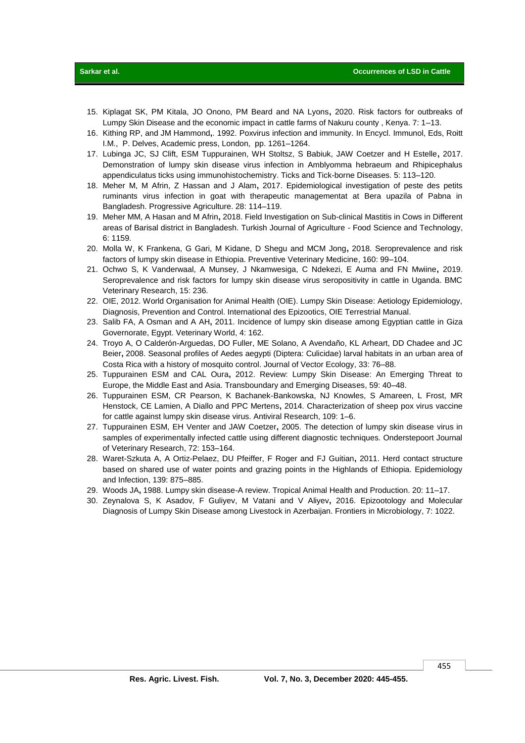15. Kiplagat SK, PM Kitala, JO Onono, PM Beard and NA Lyons**,** 2020. Risk factors for outbreaks of Lumpy Skin Disease and the economic impact in cattle farms of Nakuru county , Kenya. 7: 1–13.
16. Kithing RP, and JM Hammond**,**. 1992. Poxvirus infection and immunity. In Encycl. Immunol, Eds, Roitt I.M., P. Delves, Academic press, London, pp. 1261–1264.
17. Lubinga JC, SJ Clift, ESM Tuppurainen, WH Stoltsz, S Babiuk, JAW Coetzer and H Estelle**,** 2017. Demonstration of lumpy skin disease virus infection in Amblyomma hebraeum and Rhipicephalus appendiculatus ticks using immunohistochemistry. Ticks and Tick-borne Diseases. 5: 113–120.
18. Meher M, M Afrin, Z Hassan and J Alam**,** 2017. Epidemiological investigation of peste des petits ruminants virus infection in goat with therapeutic managementat at Bera upazila of Pabna in Bangladesh. Progressive Agriculture. 28: 114–119.
19. Meher MM, A Hasan and M Afrin**,** 2018. Field Investigation on Sub-clinical Mastitis in Cows in Different areas of Barisal district in Bangladesh. Turkish Journal of Agriculture - Food Science and Technology, 6: 1159.
20. Molla W, K Frankena, G Gari, M Kidane, D Shegu and MCM Jong**,** 2018. Seroprevalence and risk factors of lumpy skin disease in Ethiopia. Preventive Veterinary Medicine, 160: 99–104.
21. Ochwo S, K Vanderwaal, A Munsey, J Nkamwesiga, C Ndekezi, E Auma and FN Mwiine**,** 2019. Seroprevalence and risk factors for lumpy skin disease virus seropositivity in cattle in Uganda. BMC Veterinary Research, 15: 236.
22. OIE, 2012. World Organisation for Animal Health (OIE). Lumpy Skin Disease: Aetiology Epidemiology, Diagnosis, Prevention and Control. International des Epizootics, OIE Terrestrial Manual.
23. Salib FA, A Osman and A AH**,** 2011. Incidence of lumpy skin disease among Egyptian cattle in Giza Governorate, Egypt. Veterinary World, 4: 162.
24. Troyo A, O Calderón-Arguedas, DO Fuller, ME Solano, A Avendaño, KL Arheart, DD Chadee and JC Beier**,** 2008. Seasonal profiles of Aedes aegypti (Diptera: Culicidae) larval habitats in an urban area of Costa Rica with a history of mosquito control. Journal of Vector Ecology, 33: 76–88.
25. Tuppurainen ESM and CAL Oura**,** 2012. Review: Lumpy Skin Disease: An Emerging Threat to Europe, the Middle East and Asia. Transboundary and Emerging Diseases, 59: 40–48.
26. Tuppurainen ESM, CR Pearson, K Bachanek-Bankowska, NJ Knowles, S Amareen, L Frost, MR Henstock, CE Lamien, A Diallo and PPC Mertens**,** 2014. Characterization of sheep pox virus vaccine for cattle against lumpy skin disease virus. Antiviral Research, 109: 1–6.
27. Tuppurainen ESM, EH Venter and JAW Coetzer**,** 2005. The detection of lumpy skin disease virus in samples of experimentally infected cattle using different diagnostic techniques. Onderstepoort Journal of Veterinary Research, 72: 153–164.
28. Waret-Szkuta A, A Ortiz-Pelaez, DU Pfeiffer, F Roger and FJ Guitian**,** 2011. Herd contact structure based on shared use of water points and grazing points in the Highlands of Ethiopia. Epidemiology and Infection, 139: 875–885.
29. Woods JA**,** 1988. Lumpy skin disease-A review. Tropical Animal Health and Production. 20: 11–17.
30. Zeynalova S, K Asadov, F Guliyev, M Vatani and V Aliyev**,** 2016. Epizootology and Molecular Diagnosis of Lumpy Skin Disease among Livestock in Azerbaijan. Frontiers in Microbiology, 7: 1022.